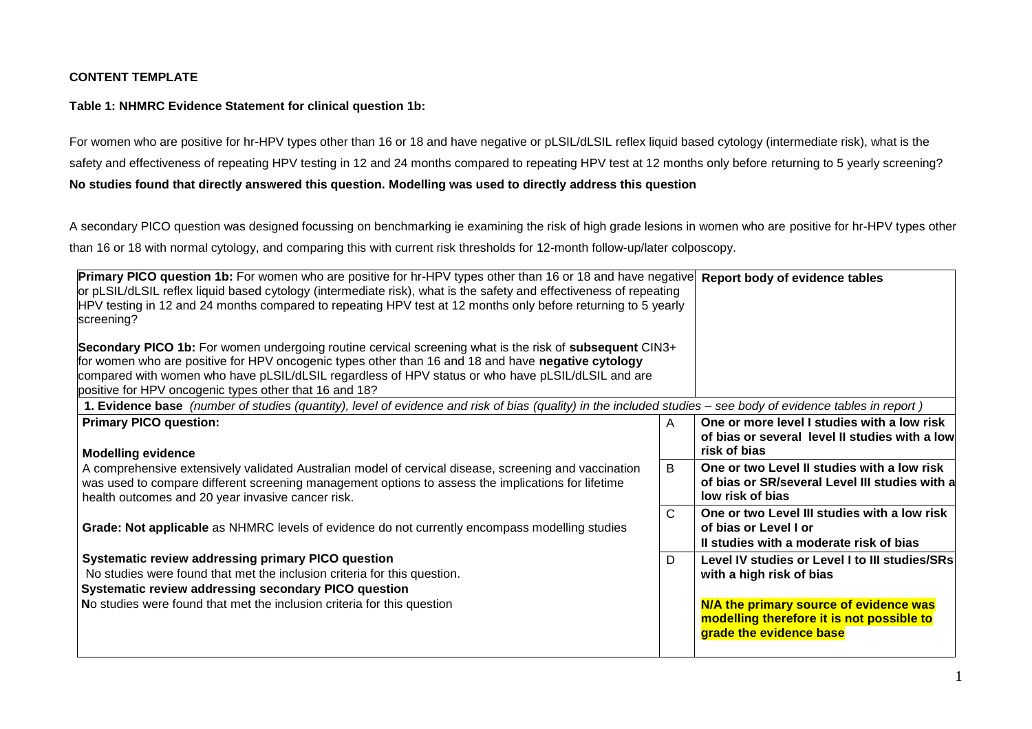**CONTENT TEMPLATE**

**Table 1: NHMRC Evidence Statement for clinical question 1b:**

For women who are positive for hr-HPV types other than 16 or 18 and have negative or pLSIL/dLSIL reflex liquid based cytology (intermediate risk), what is the safety and effectiveness of repeating HPV testing in 12 and 24 months compared to repeating HPV test at 12 months only before returning to 5 yearly screening?

**No studies found that directly answered this question. Modelling was used to directly address this question**

A secondary PICO question was designed focussing on benchmarking ie examining the risk of high grade lesions in women who are positive for hr-HPV types other than 16 or 18 with normal cytology, and comparing this with current risk thresholds for 12-month follow-up/later colposcopy.

| **Primary PICO question 1b:** For women who are positive for hr-HPV types other than 16 or 18 and have negative or pLSIL/dLSIL reflex liquid based cytology (intermediate risk), what is the safety and effectiveness of repeating HPV testing in 12 and 24 months compared to repeating HPV test at 12 months only before returning to 5 yearly screening?<br><br>**Secondary PICO 1b:** For women undergoing routine cervical screening what is the risk of **subsequent** CIN3+ for women who are positive for HPV oncogenic types other than 16 and 18 and have **negative cytology** compared with women who have pLSIL/dLSIL regardless of HPV status or who have pLSIL/dLSIL and are positive for HPV oncogenic types other that 16 and 18? | | **Report body of evidence tables** |
|---|---|---|
| **1. Evidence base** *(number of studies (quantity), level of evidence and risk of bias (quality) in the included studies – see body of evidence tables in report )* | | |
| **Primary PICO question:**<br><br>**Modelling evidence**<br>A comprehensive extensively validated Australian model of cervical disease, screening and vaccination was used to compare different screening management options to assess the implications for lifetime health outcomes and 20 year invasive cancer risk.<br><br>**Grade: Not applicable** as NHMRC levels of evidence do not currently encompass modelling studies<br><br>**Systematic review addressing primary PICO question**<br>No studies were found that met the inclusion criteria for this question.<br>**Systematic review addressing secondary PICO question**<br>**N**o studies were found that met the inclusion criteria for this question | A | **One or more level I studies with a low risk of bias or several level II studies with a low risk of bias** |
| | B | **One or two Level II studies with a low risk of bias or SR/several Level III studies with a low risk of bias** |
| | C | **One or two Level III studies with a low risk of bias or Level I or II studies with a moderate risk of bias** |
| | D | **Level IV studies or Level I to III studies/SRs with a high risk of bias**<br><br>**N/A the primary source of evidence was modelling therefore it is not possible to grade the evidence base** |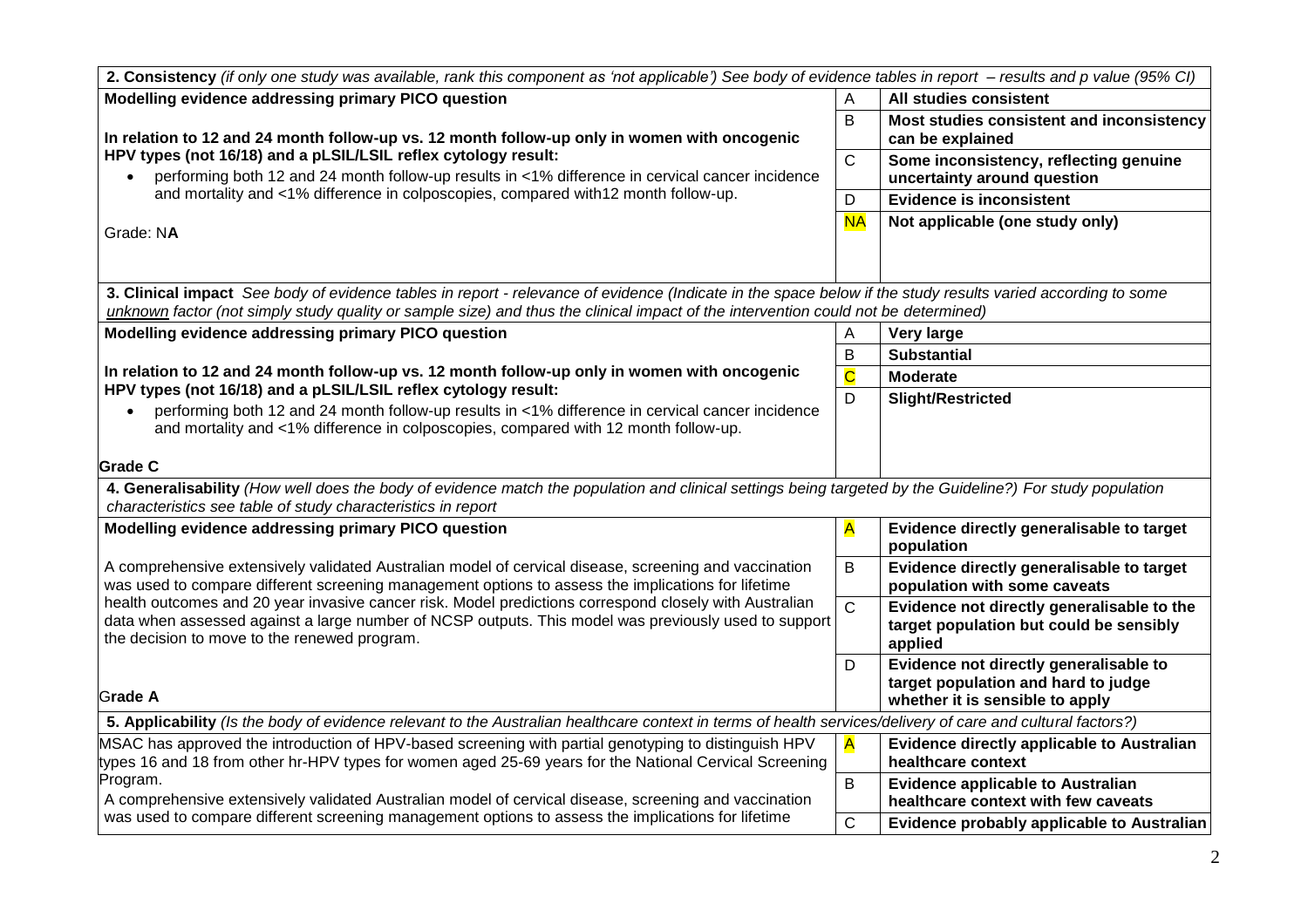| **2. Consistency** *(if only one study was available, rank this component as 'not applicable') See body of evidence tables in report – results and p value (95% CI)* | | |
|---|---|---|
| **Modelling evidence addressing primary PICO question**<br><br>**In relation to 12 and 24 month follow-up vs. 12 month follow-up only in women with oncogenic HPV types (not 16/18) and a pLSIL/LSIL reflex cytology result:**<br>• performing both 12 and 24 month follow-up results in <1% difference in cervical cancer incidence and mortality and <1% difference in colposcopies, compared with12 month follow-up.<br><br>Grade: N**A** | A | **All studies consistent** |
| | B | **Most studies consistent and inconsistency can be explained** |
| | C | **Some inconsistency, reflecting genuine uncertainty around question** |
| | D | **Evidence is inconsistent** |
| | NA | **Not applicable (one study only)** |
| **3. Clinical impact** *See body of evidence tables in report - relevance of evidence (Indicate in the space below if the study results varied according to some unknown factor (not simply study quality or sample size) and thus the clinical impact of the intervention could not be determined)* | | |
| **Modelling evidence addressing primary PICO question**<br><br>**In relation to 12 and 24 month follow-up vs. 12 month follow-up only in women with oncogenic HPV types (not 16/18) and a pLSIL/LSIL reflex cytology result:**<br>• performing both 12 and 24 month follow-up results in <1% difference in cervical cancer incidence and mortality and <1% difference in colposcopies, compared with 12 month follow-up.<br><br>**Grade C** | A | **Very large** |
| | B | **Substantial** |
| | C | **Moderate** |
| | D | **Slight/Restricted** |
| **4. Generalisability** *(How well does the body of evidence match the population and clinical settings being targeted by the Guideline?) For study population characteristics see table of study characteristics in report* | | |
| **Modelling evidence addressing primary PICO question**<br><br>A comprehensive extensively validated Australian model of cervical disease, screening and vaccination was used to compare different screening management options to assess the implications for lifetime health outcomes and 20 year invasive cancer risk. Model predictions correspond closely with Australian data when assessed against a large number of NCSP outputs. This model was previously used to support the decision to move to the renewed program.<br><br>G**rade A** | A | **Evidence directly generalisable to target population** |
| | B | **Evidence directly generalisable to target population with some caveats** |
| | C | **Evidence not directly generalisable to the target population but could be sensibly applied** |
| | D | **Evidence not directly generalisable to target population and hard to judge whether it is sensible to apply** |
| **5. Applicability** *(Is the body of evidence relevant to the Australian healthcare context in terms of health services/delivery of care and cultural factors?)* | | |
| MSAC has approved the introduction of HPV-based screening with partial genotyping to distinguish HPV types 16 and 18 from other hr-HPV types for women aged 25-69 years for the National Cervical Screening Program.<br>A comprehensive extensively validated Australian model of cervical disease, screening and vaccination was used to compare different screening management options to assess the implications for lifetime | A | **Evidence directly applicable to Australian healthcare context** |
| | B | **Evidence applicable to Australian healthcare context with few caveats** |
| | C | **Evidence probably applicable to Australian** |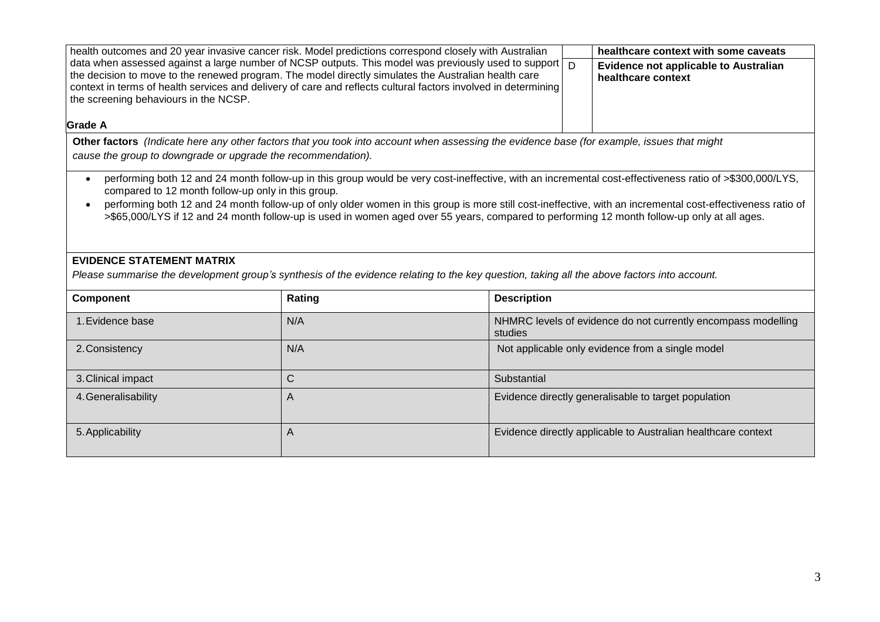| | | |
|---|---|---|
| health outcomes and 20 year invasive cancer risk. Model predictions correspond closely with Australian data when assessed against a large number of NCSP outputs. This model was previously used to support the decision to move to the renewed program. The model directly simulates the Australian health care context in terms of health services and delivery of care and reflects cultural factors involved in determining the screening behaviours in the NCSP.<br><br>**Grade A** | | **healthcare context with some caveats** |
| | D | **Evidence not applicable to Australian healthcare context** |

**Other factors** *(Indicate here any other factors that you took into account when assessing the evidence base (for example, issues that might cause the group to downgrade or upgrade the recommendation).*

- performing both 12 and 24 month follow-up in this group would be very cost-ineffective, with an incremental cost-effectiveness ratio of >$300,000/LYS, compared to 12 month follow-up only in this group.
- performing both 12 and 24 month follow-up of only older women in this group is more still cost-ineffective, with an incremental cost-effectiveness ratio of >$65,000/LYS if 12 and 24 month follow-up is used in women aged over 55 years, compared to performing 12 month follow-up only at all ages.

**EVIDENCE STATEMENT MATRIX**

*Please summarise the development group's synthesis of the evidence relating to the key question, taking all the above factors into account.*

| Component | Rating | Description |
|---|---|---|
| 1. Evidence base | N/A | NHMRC levels of evidence do not currently encompass modelling studies |
| 2. Consistency | N/A | Not applicable only evidence from a single model |
| 3. Clinical impact | C | Substantial |
| 4. Generalisability | A | Evidence directly generalisable to target population |
| 5. Applicability | A | Evidence directly applicable to Australian healthcare context |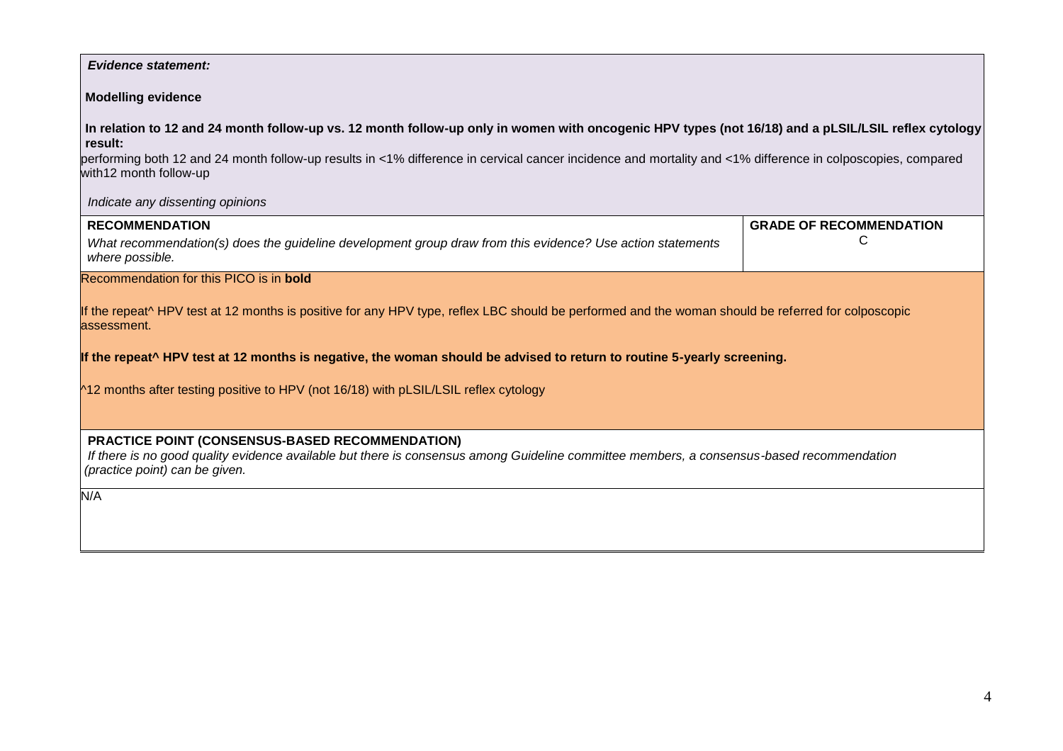***Evidence statement:***

**Modelling evidence**

**In relation to 12 and 24 month follow-up vs. 12 month follow-up only in women with oncogenic HPV types (not 16/18) and a pLSIL/LSIL reflex cytology result:**

performing both 12 and 24 month follow-up results in <1% difference in cervical cancer incidence and mortality and <1% difference in colposcopies, compared with12 month follow-up

*Indicate any dissenting opinions*

| **RECOMMENDATION** *What recommendation(s) does the guideline development group draw from this evidence? Use action statements where possible.* | **GRADE OF RECOMMENDATION** C |
|---|---|

Recommendation for this PICO is in **bold**

If the repeat^ HPV test at 12 months is positive for any HPV type, reflex LBC should be performed and the woman should be referred for colposcopic assessment.

**If the repeat^ HPV test at 12 months is negative, the woman should be advised to return to routine 5-yearly screening.**

^12 months after testing positive to HPV (not 16/18) with pLSIL/LSIL reflex cytology

**PRACTICE POINT (CONSENSUS-BASED RECOMMENDATION)**

*If there is no good quality evidence available but there is consensus among Guideline committee members, a consensus-based recommendation (practice point) can be given.*

N/A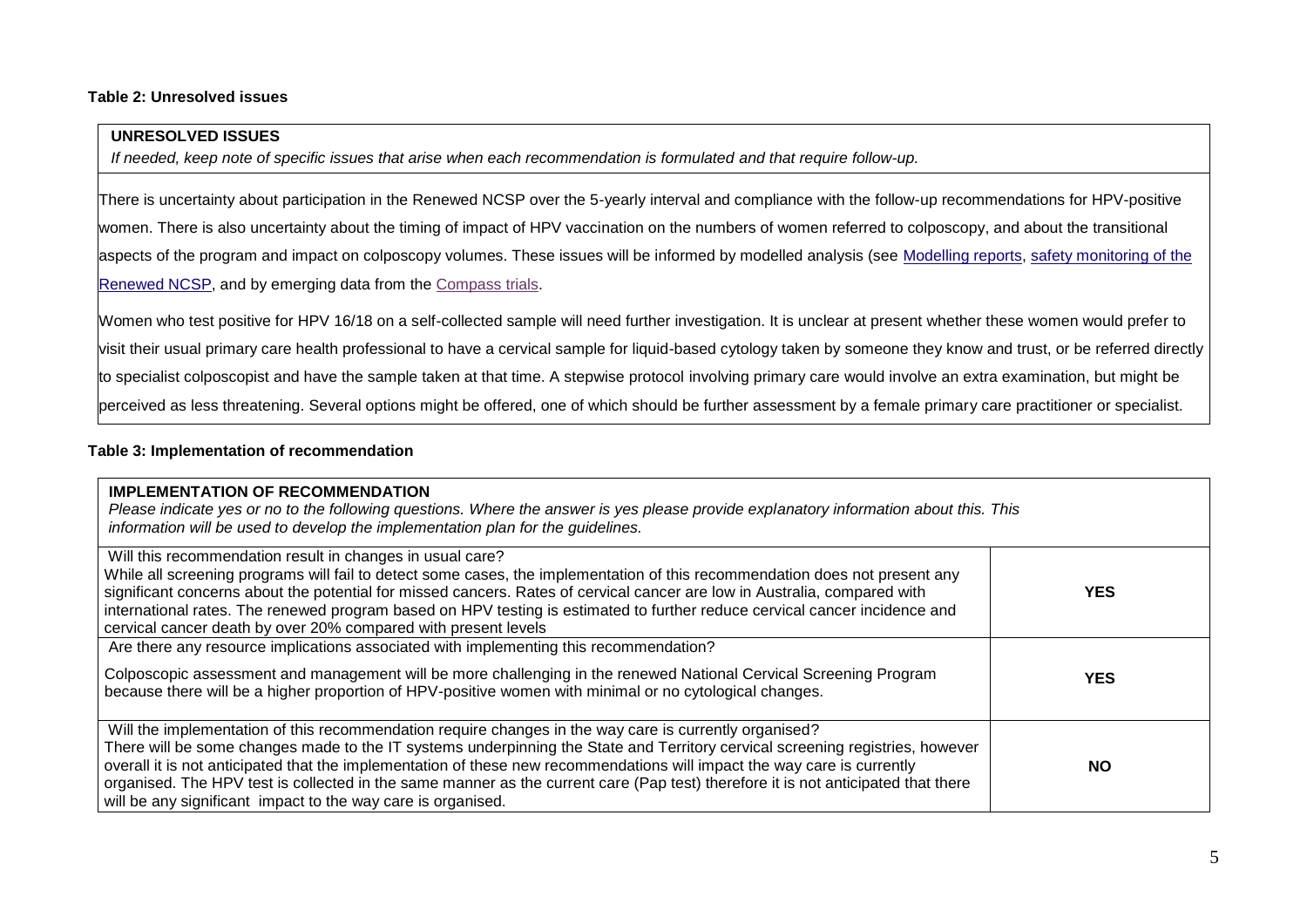**Table 2: Unresolved issues**

| UNRESOLVED ISSUES<br>*If needed, keep note of specific issues that arise when each recommendation is formulated and that require follow-up.* |
|---|
| There is uncertainty about participation in the Renewed NCSP over the 5-yearly interval and compliance with the follow-up recommendations for HPV-positive women. There is also uncertainty about the timing of impact of HPV vaccination on the numbers of women referred to colposcopy, and about the transitional aspects of the program and impact on colposcopy volumes. These issues will be informed by modelled analysis (see Modelling reports, safety monitoring of the Renewed NCSP, and by emerging data from the Compass trials.<br><br>Women who test positive for HPV 16/18 on a self-collected sample will need further investigation. It is unclear at present whether these women would prefer to visit their usual primary care health professional to have a cervical sample for liquid-based cytology taken by someone they know and trust, or be referred directly to specialist colposcopist and have the sample taken at that time. A stepwise protocol involving primary care would involve an extra examination, but might be perceived as less threatening. Several options might be offered, one of which should be further assessment by a female primary care practitioner or specialist. |

**Table 3: Implementation of recommendation**

| IMPLEMENTATION OF RECOMMENDATION<br>*Please indicate yes or no to the following questions. Where the answer is yes please provide explanatory information about this. This information will be used to develop the implementation plan for the guidelines.* | |
|---|---|
| Will this recommendation result in changes in usual care?<br>While all screening programs will fail to detect some cases, the implementation of this recommendation does not present any significant concerns about the potential for missed cancers. Rates of cervical cancer are low in Australia, compared with international rates. The renewed program based on HPV testing is estimated to further reduce cervical cancer incidence and cervical cancer death by over 20% compared with present levels | **YES** |
| Are there any resource implications associated with implementing this recommendation?<br><br>Colposcopic assessment and management will be more challenging in the renewed National Cervical Screening Program because there will be a higher proportion of HPV-positive women with minimal or no cytological changes. | **YES** |
| Will the implementation of this recommendation require changes in the way care is currently organised?<br>There will be some changes made to the IT systems underpinning the State and Territory cervical screening registries, however overall it is not anticipated that the implementation of these new recommendations will impact the way care is currently organised. The HPV test is collected in the same manner as the current care (Pap test) therefore it is not anticipated that there will be any significant impact to the way care is organised. | **NO** |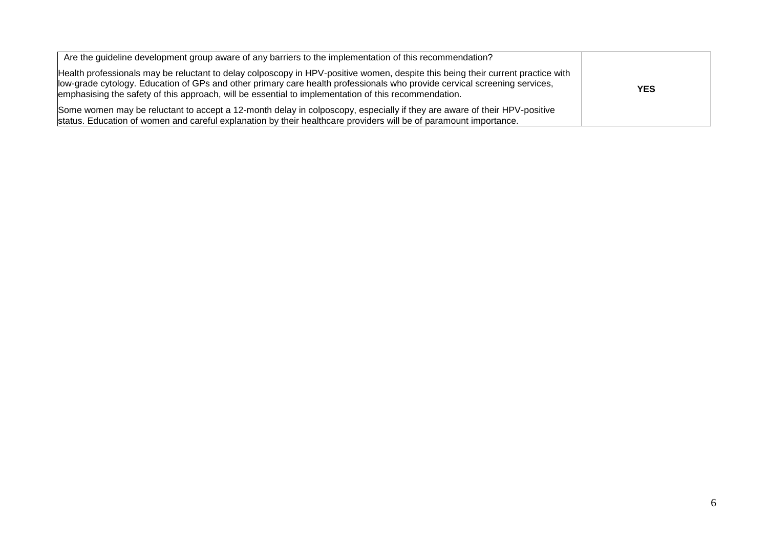| | |
|---|---|
| Are the guideline development group aware of any barriers to the implementation of this recommendation?<br><br>Health professionals may be reluctant to delay colposcopy in HPV-positive women, despite this being their current practice with low-grade cytology. Education of GPs and other primary care health professionals who provide cervical screening services, emphasising the safety of this approach, will be essential to implementation of this recommendation.<br><br>Some women may be reluctant to accept a 12-month delay in colposcopy, especially if they are aware of their HPV-positive status. Education of women and careful explanation by their healthcare providers will be of paramount importance. | **YES** |